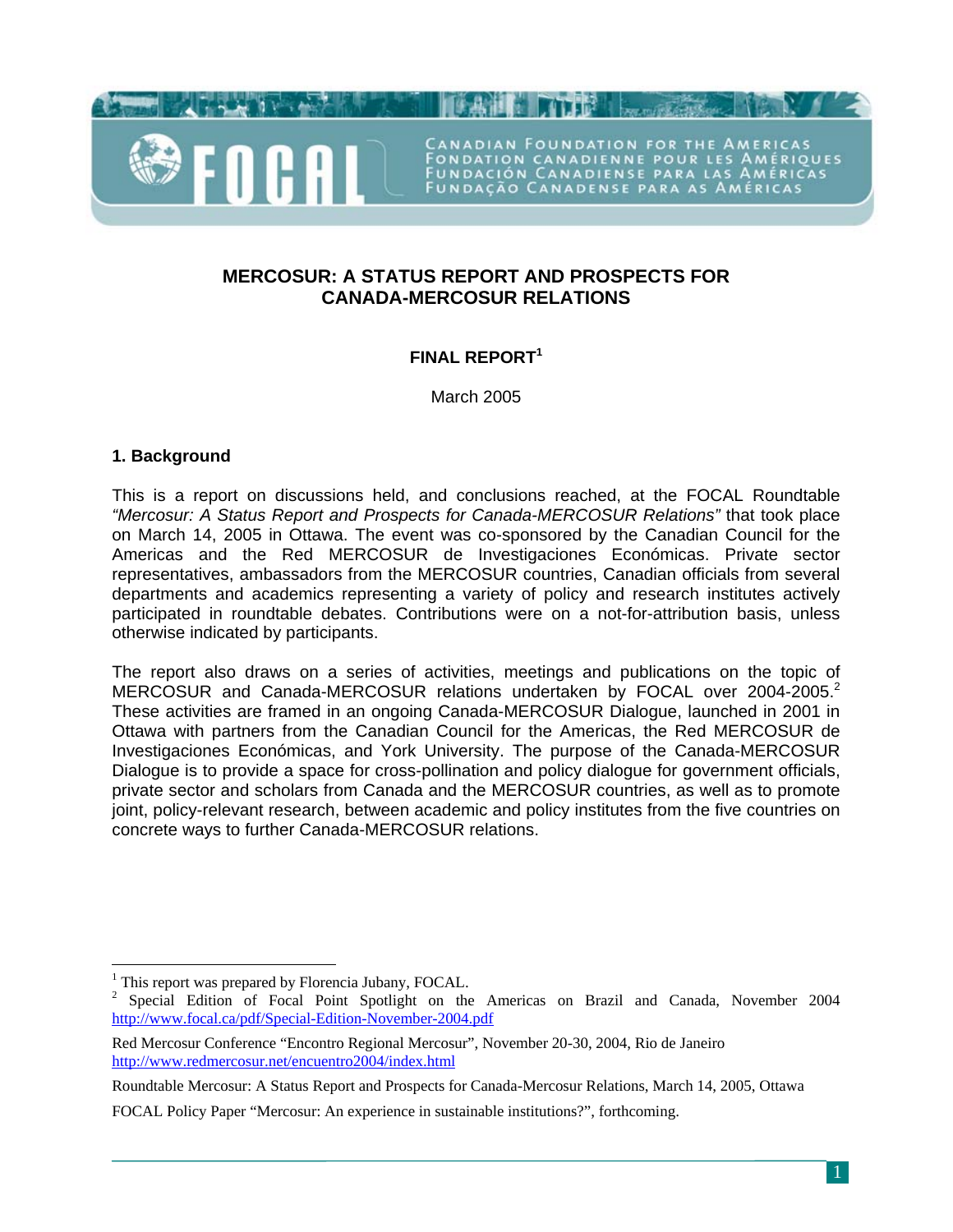CANADIAN FOUNDATION FOR THE AMERICAS
FONDATION CANADIENNE POUR LES AMÉRIQUES
FUNDACIÓN CANADIENSE PARA LAS AMÉRICAS
FUNDAÇÃO CANADENSE PARA AS AMÉRICAS

# MERCOSUR: A STATUS REPORT AND PROSPECTS FOR CANADA-MERCOSUR RELATIONS

**FINAL REPORT**[1]

March 2005

## 1. Background

This is a report on discussions held, and conclusions reached, at the FOCAL Roundtable *"Mercosur: A Status Report and Prospects for Canada-MERCOSUR Relations"* that took place on March 14, 2005 in Ottawa. The event was co-sponsored by the Canadian Council for the Americas and the Red MERCOSUR de Investigaciones Económicas. Private sector representatives, ambassadors from the MERCOSUR countries, Canadian officials from several departments and academics representing a variety of policy and research institutes actively participated in roundtable debates. Contributions were on a not-for-attribution basis, unless otherwise indicated by participants.

The report also draws on a series of activities, meetings and publications on the topic of MERCOSUR and Canada-MERCOSUR relations undertaken by FOCAL over 2004-2005.[2] These activities are framed in an ongoing Canada-MERCOSUR Dialogue, launched in 2001 in Ottawa with partners from the Canadian Council for the Americas, the Red MERCOSUR de Investigaciones Económicas, and York University. The purpose of the Canada-MERCOSUR Dialogue is to provide a space for cross-pollination and policy dialogue for government officials, private sector and scholars from Canada and the MERCOSUR countries, as well as to promote joint, policy-relevant research, between academic and policy institutes from the five countries on concrete ways to further Canada-MERCOSUR relations.

---

[1] This report was prepared by Florencia Jubany, FOCAL.

[2] Special Edition of Focal Point Spotlight on the Americas on Brazil and Canada, November 2004 http://www.focal.ca/pdf/Special-Edition-November-2004.pdf

Red Mercosur Conference "Encontro Regional Mercosur", November 20-30, 2004, Rio de Janeiro http://www.redmercosur.net/encuentro2004/index.html

Roundtable Mercosur: A Status Report and Prospects for Canada-Mercosur Relations, March 14, 2005, Ottawa

FOCAL Policy Paper "Mercosur: An experience in sustainable institutions?", forthcoming.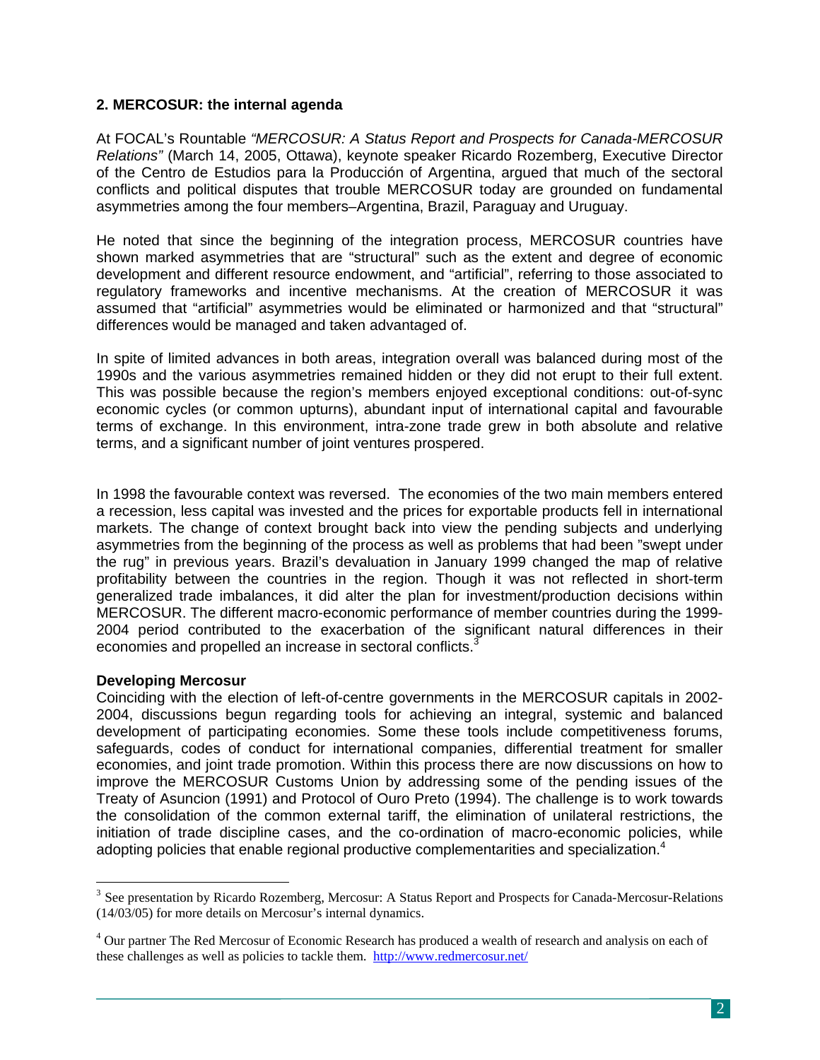## 2. MERCOSUR: the internal agenda

At FOCAL's Rountable *"MERCOSUR: A Status Report and Prospects for Canada-MERCOSUR Relations"* (March 14, 2005, Ottawa), keynote speaker Ricardo Rozemberg, Executive Director of the Centro de Estudios para la Producción of Argentina, argued that much of the sectoral conflicts and political disputes that trouble MERCOSUR today are grounded on fundamental asymmetries among the four members–Argentina, Brazil, Paraguay and Uruguay.

He noted that since the beginning of the integration process, MERCOSUR countries have shown marked asymmetries that are "structural" such as the extent and degree of economic development and different resource endowment, and "artificial", referring to those associated to regulatory frameworks and incentive mechanisms. At the creation of MERCOSUR it was assumed that "artificial" asymmetries would be eliminated or harmonized and that "structural" differences would be managed and taken advantaged of.

In spite of limited advances in both areas, integration overall was balanced during most of the 1990s and the various asymmetries remained hidden or they did not erupt to their full extent. This was possible because the region's members enjoyed exceptional conditions: out-of-sync economic cycles (or common upturns), abundant input of international capital and favourable terms of exchange. In this environment, intra-zone trade grew in both absolute and relative terms, and a significant number of joint ventures prospered.

In 1998 the favourable context was reversed. The economies of the two main members entered a recession, less capital was invested and the prices for exportable products fell in international markets. The change of context brought back into view the pending subjects and underlying asymmetries from the beginning of the process as well as problems that had been "swept under the rug" in previous years. Brazil's devaluation in January 1999 changed the map of relative profitability between the countries in the region. Though it was not reflected in short-term generalized trade imbalances, it did alter the plan for investment/production decisions within MERCOSUR. The different macro-economic performance of member countries during the 1999-2004 period contributed to the exacerbation of the significant natural differences in their economies and propelled an increase in sectoral conflicts.[3]

**Developing Mercosur**

Coinciding with the election of left-of-centre governments in the MERCOSUR capitals in 2002-2004, discussions begun regarding tools for achieving an integral, systemic and balanced development of participating economies. Some these tools include competitiveness forums, safeguards, codes of conduct for international companies, differential treatment for smaller economies, and joint trade promotion. Within this process there are now discussions on how to improve the MERCOSUR Customs Union by addressing some of the pending issues of the Treaty of Asuncion (1991) and Protocol of Ouro Preto (1994). The challenge is to work towards the consolidation of the common external tariff, the elimination of unilateral restrictions, the initiation of trade discipline cases, and the co-ordination of macro-economic policies, while adopting policies that enable regional productive complementarities and specialization.[4]

---

[3] See presentation by Ricardo Rozemberg, Mercosur: A Status Report and Prospects for Canada-Mercosur-Relations (14/03/05) for more details on Mercosur's internal dynamics.

[4] Our partner The Red Mercosur of Economic Research has produced a wealth of research and analysis on each of these challenges as well as policies to tackle them. http://www.redmercosur.net/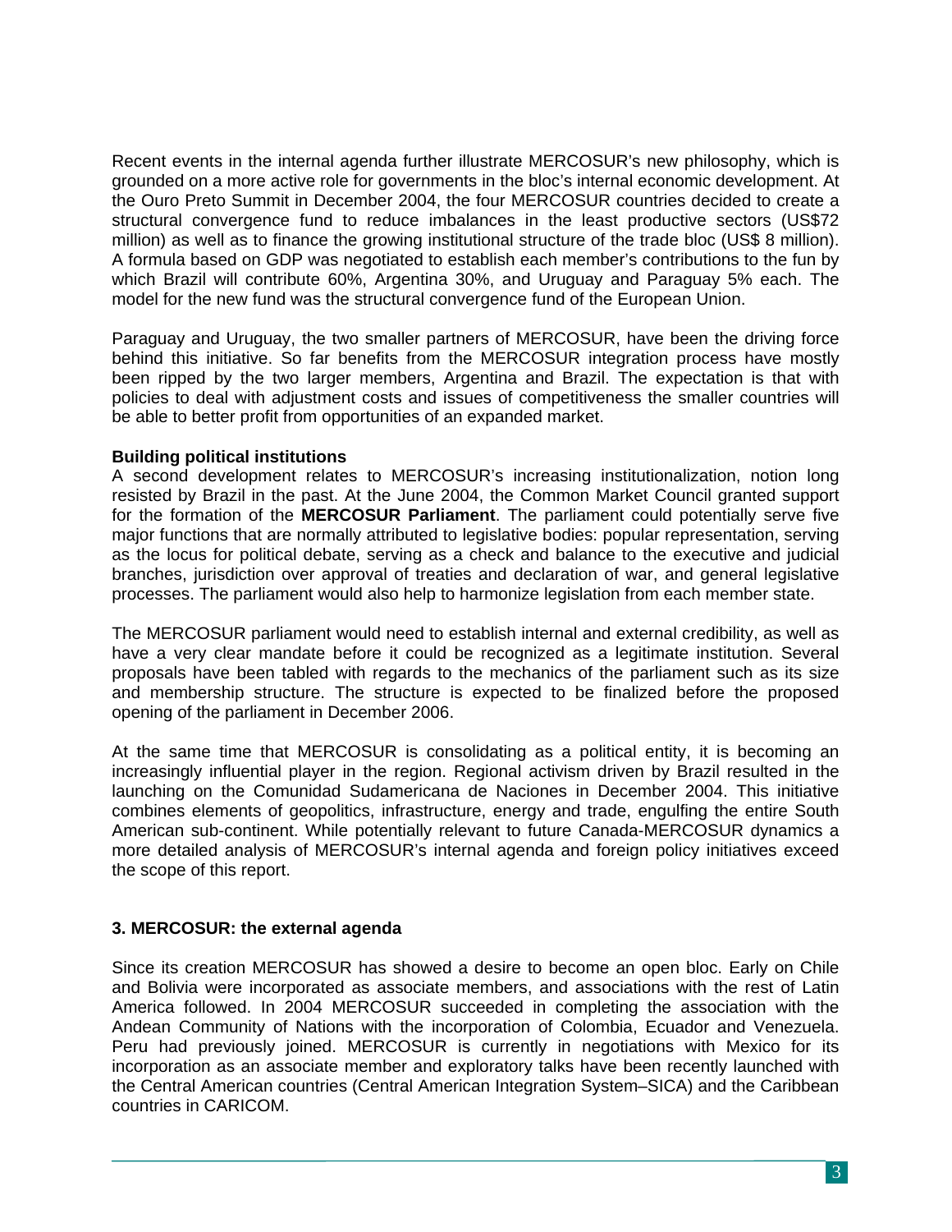Recent events in the internal agenda further illustrate MERCOSUR's new philosophy, which is grounded on a more active role for governments in the bloc's internal economic development. At the Ouro Preto Summit in December 2004, the four MERCOSUR countries decided to create a structural convergence fund to reduce imbalances in the least productive sectors (US$72 million) as well as to finance the growing institutional structure of the trade bloc (US$ 8 million). A formula based on GDP was negotiated to establish each member's contributions to the fun by which Brazil will contribute 60%, Argentina 30%, and Uruguay and Paraguay 5% each. The model for the new fund was the structural convergence fund of the European Union.

Paraguay and Uruguay, the two smaller partners of MERCOSUR, have been the driving force behind this initiative. So far benefits from the MERCOSUR integration process have mostly been ripped by the two larger members, Argentina and Brazil. The expectation is that with policies to deal with adjustment costs and issues of competitiveness the smaller countries will be able to better profit from opportunities of an expanded market.

**Building political institutions**

A second development relates to MERCOSUR's increasing institutionalization, notion long resisted by Brazil in the past. At the June 2004, the Common Market Council granted support for the formation of the **MERCOSUR Parliament**. The parliament could potentially serve five major functions that are normally attributed to legislative bodies: popular representation, serving as the locus for political debate, serving as a check and balance to the executive and judicial branches, jurisdiction over approval of treaties and declaration of war, and general legislative processes. The parliament would also help to harmonize legislation from each member state.

The MERCOSUR parliament would need to establish internal and external credibility, as well as have a very clear mandate before it could be recognized as a legitimate institution. Several proposals have been tabled with regards to the mechanics of the parliament such as its size and membership structure. The structure is expected to be finalized before the proposed opening of the parliament in December 2006.

At the same time that MERCOSUR is consolidating as a political entity, it is becoming an increasingly influential player in the region. Regional activism driven by Brazil resulted in the launching on the Comunidad Sudamericana de Naciones in December 2004. This initiative combines elements of geopolitics, infrastructure, energy and trade, engulfing the entire South American sub-continent. While potentially relevant to future Canada-MERCOSUR dynamics a more detailed analysis of MERCOSUR's internal agenda and foreign policy initiatives exceed the scope of this report.

### 3. MERCOSUR: the external agenda

Since its creation MERCOSUR has showed a desire to become an open bloc. Early on Chile and Bolivia were incorporated as associate members, and associations with the rest of Latin America followed. In 2004 MERCOSUR succeeded in completing the association with the Andean Community of Nations with the incorporation of Colombia, Ecuador and Venezuela. Peru had previously joined. MERCOSUR is currently in negotiations with Mexico for its incorporation as an associate member and exploratory talks have been recently launched with the Central American countries (Central American Integration System–SICA) and the Caribbean countries in CARICOM.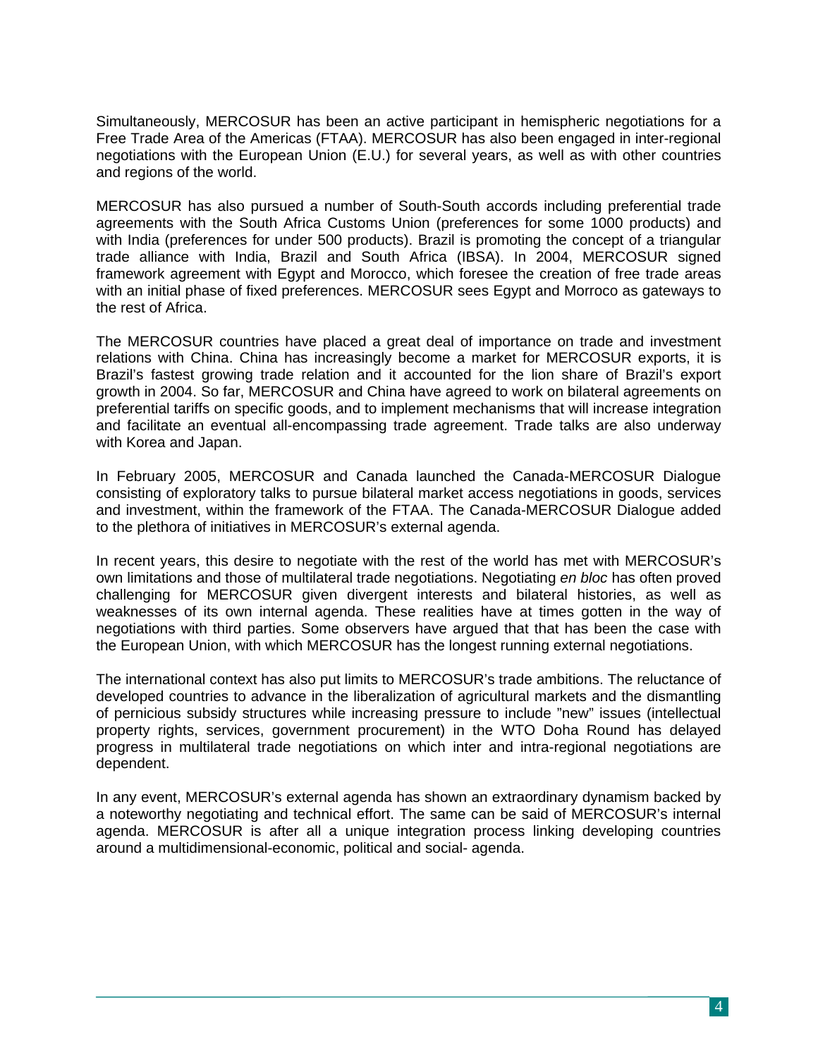Simultaneously, MERCOSUR has been an active participant in hemispheric negotiations for a Free Trade Area of the Americas (FTAA). MERCOSUR has also been engaged in inter-regional negotiations with the European Union (E.U.) for several years, as well as with other countries and regions of the world.

MERCOSUR has also pursued a number of South-South accords including preferential trade agreements with the South Africa Customs Union (preferences for some 1000 products) and with India (preferences for under 500 products). Brazil is promoting the concept of a triangular trade alliance with India, Brazil and South Africa (IBSA). In 2004, MERCOSUR signed framework agreement with Egypt and Morocco, which foresee the creation of free trade areas with an initial phase of fixed preferences. MERCOSUR sees Egypt and Morroco as gateways to the rest of Africa.

The MERCOSUR countries have placed a great deal of importance on trade and investment relations with China. China has increasingly become a market for MERCOSUR exports, it is Brazil's fastest growing trade relation and it accounted for the lion share of Brazil's export growth in 2004. So far, MERCOSUR and China have agreed to work on bilateral agreements on preferential tariffs on specific goods, and to implement mechanisms that will increase integration and facilitate an eventual all-encompassing trade agreement. Trade talks are also underway with Korea and Japan.

In February 2005, MERCOSUR and Canada launched the Canada-MERCOSUR Dialogue consisting of exploratory talks to pursue bilateral market access negotiations in goods, services and investment, within the framework of the FTAA. The Canada-MERCOSUR Dialogue added to the plethora of initiatives in MERCOSUR's external agenda.

In recent years, this desire to negotiate with the rest of the world has met with MERCOSUR's own limitations and those of multilateral trade negotiations. Negotiating *en bloc* has often proved challenging for MERCOSUR given divergent interests and bilateral histories, as well as weaknesses of its own internal agenda. These realities have at times gotten in the way of negotiations with third parties. Some observers have argued that that has been the case with the European Union, with which MERCOSUR has the longest running external negotiations.

The international context has also put limits to MERCOSUR's trade ambitions. The reluctance of developed countries to advance in the liberalization of agricultural markets and the dismantling of pernicious subsidy structures while increasing pressure to include "new" issues (intellectual property rights, services, government procurement) in the WTO Doha Round has delayed progress in multilateral trade negotiations on which inter and intra-regional negotiations are dependent.

In any event, MERCOSUR's external agenda has shown an extraordinary dynamism backed by a noteworthy negotiating and technical effort. The same can be said of MERCOSUR's internal agenda. MERCOSUR is after all a unique integration process linking developing countries around a multidimensional-economic, political and social- agenda.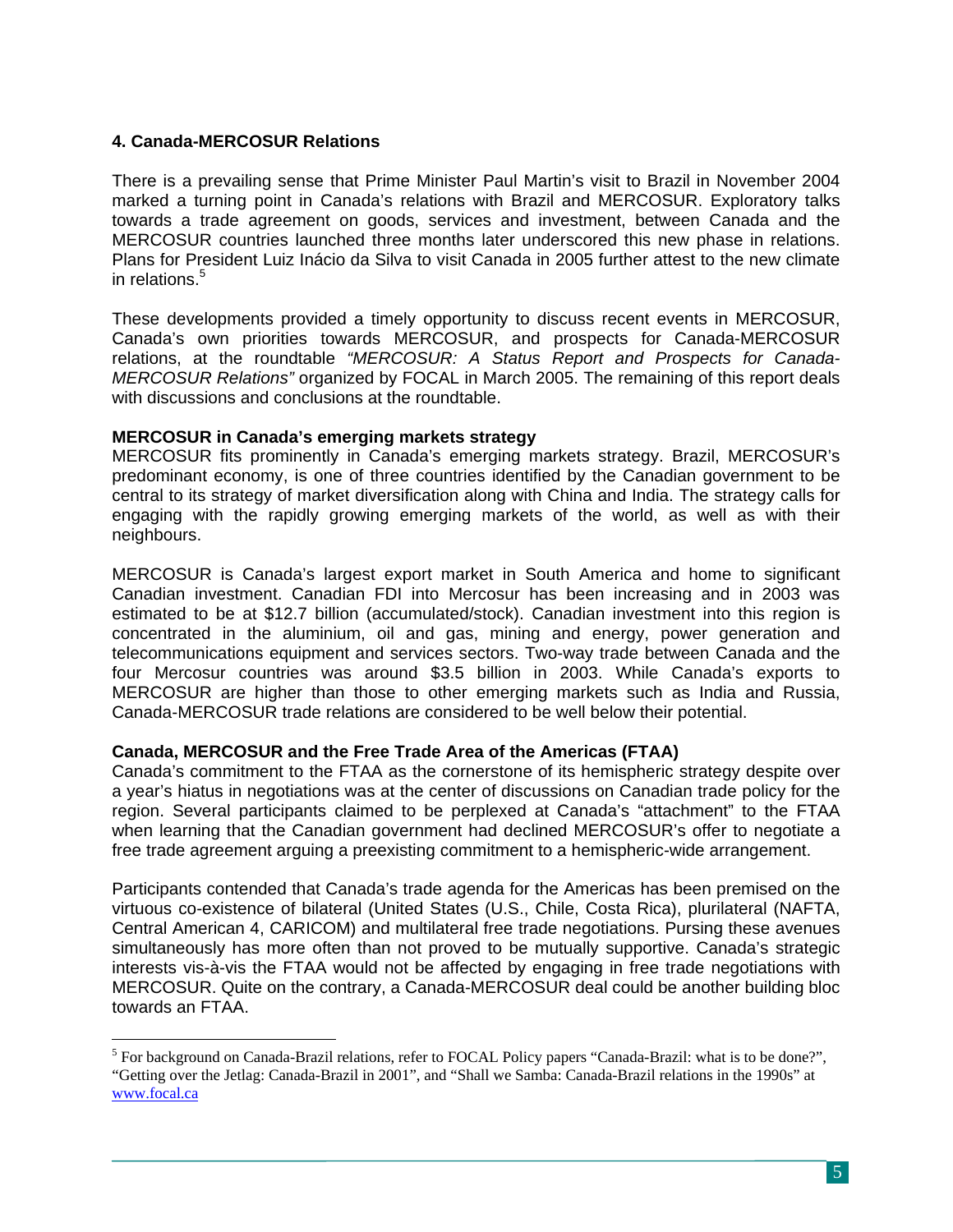## 4. Canada-MERCOSUR Relations

There is a prevailing sense that Prime Minister Paul Martin's visit to Brazil in November 2004 marked a turning point in Canada's relations with Brazil and MERCOSUR. Exploratory talks towards a trade agreement on goods, services and investment, between Canada and the MERCOSUR countries launched three months later underscored this new phase in relations. Plans for President Luiz Inácio da Silva to visit Canada in 2005 further attest to the new climate in relations.[5]

These developments provided a timely opportunity to discuss recent events in MERCOSUR, Canada's own priorities towards MERCOSUR, and prospects for Canada-MERCOSUR relations, at the roundtable *"MERCOSUR: A Status Report and Prospects for Canada-MERCOSUR Relations"* organized by FOCAL in March 2005. The remaining of this report deals with discussions and conclusions at the roundtable.

### MERCOSUR in Canada's emerging markets strategy

MERCOSUR fits prominently in Canada's emerging markets strategy. Brazil, MERCOSUR's predominant economy, is one of three countries identified by the Canadian government to be central to its strategy of market diversification along with China and India. The strategy calls for engaging with the rapidly growing emerging markets of the world, as well as with their neighbours.

MERCOSUR is Canada's largest export market in South America and home to significant Canadian investment. Canadian FDI into Mercosur has been increasing and in 2003 was estimated to be at $12.7 billion (accumulated/stock). Canadian investment into this region is concentrated in the aluminium, oil and gas, mining and energy, power generation and telecommunications equipment and services sectors. Two-way trade between Canada and the four Mercosur countries was around $3.5 billion in 2003. While Canada's exports to MERCOSUR are higher than those to other emerging markets such as India and Russia, Canada-MERCOSUR trade relations are considered to be well below their potential.

### Canada, MERCOSUR and the Free Trade Area of the Americas (FTAA)

Canada's commitment to the FTAA as the cornerstone of its hemispheric strategy despite over a year's hiatus in negotiations was at the center of discussions on Canadian trade policy for the region. Several participants claimed to be perplexed at Canada's "attachment" to the FTAA when learning that the Canadian government had declined MERCOSUR's offer to negotiate a free trade agreement arguing a preexisting commitment to a hemispheric-wide arrangement.

Participants contended that Canada's trade agenda for the Americas has been premised on the virtuous co-existence of bilateral (United States (U.S., Chile, Costa Rica), plurilateral (NAFTA, Central American 4, CARICOM) and multilateral free trade negotiations. Pursing these avenues simultaneously has more often than not proved to be mutually supportive. Canada's strategic interests vis-à-vis the FTAA would not be affected by engaging in free trade negotiations with MERCOSUR. Quite on the contrary, a Canada-MERCOSUR deal could be another building bloc towards an FTAA.

---

[5] For background on Canada-Brazil relations, refer to FOCAL Policy papers "Canada-Brazil: what is to be done?", "Getting over the Jetlag: Canada-Brazil in 2001", and "Shall we Samba: Canada-Brazil relations in the 1990s" at www.focal.ca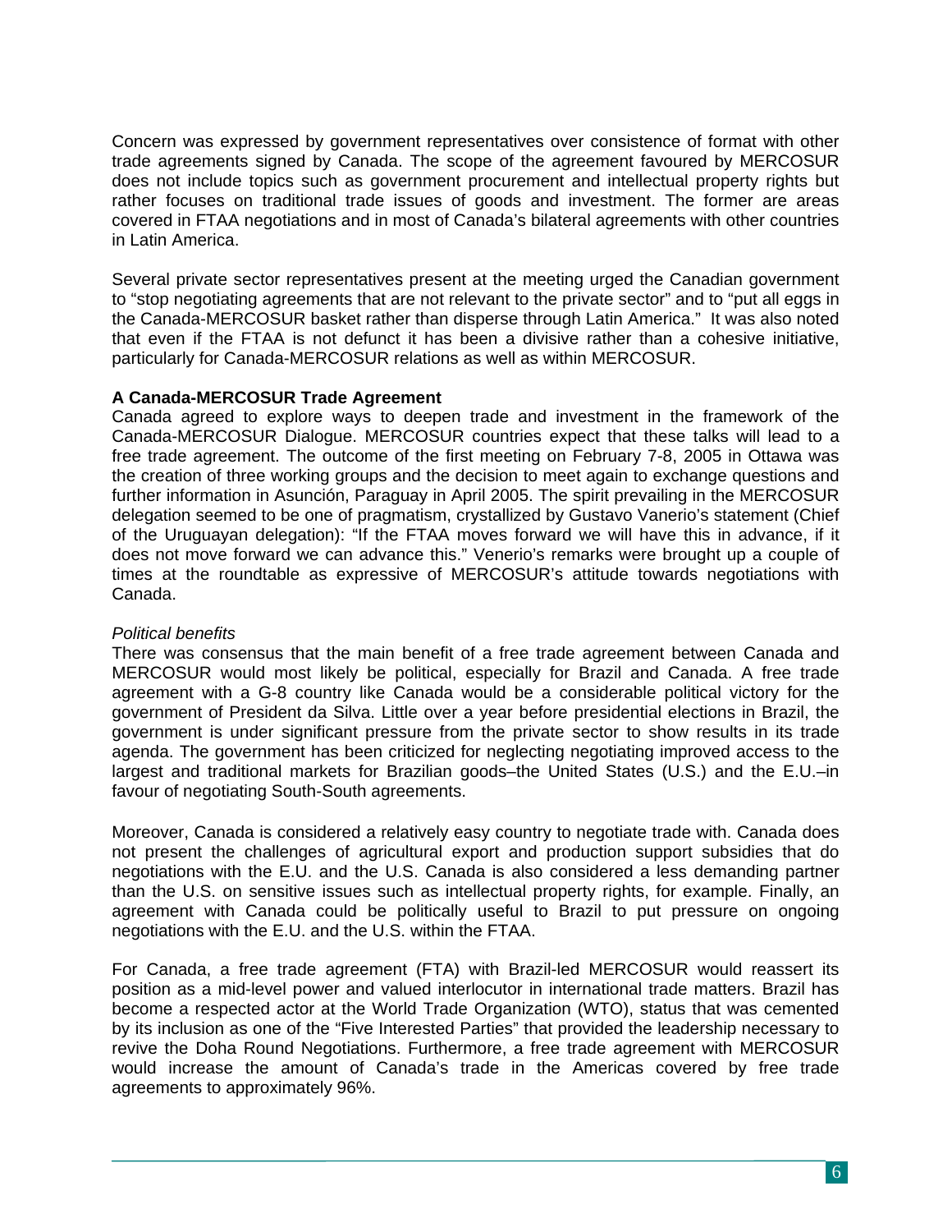Concern was expressed by government representatives over consistence of format with other trade agreements signed by Canada. The scope of the agreement favoured by MERCOSUR does not include topics such as government procurement and intellectual property rights but rather focuses on traditional trade issues of goods and investment. The former are areas covered in FTAA negotiations and in most of Canada's bilateral agreements with other countries in Latin America.

Several private sector representatives present at the meeting urged the Canadian government to "stop negotiating agreements that are not relevant to the private sector" and to "put all eggs in the Canada-MERCOSUR basket rather than disperse through Latin America." It was also noted that even if the FTAA is not defunct it has been a divisive rather than a cohesive initiative, particularly for Canada-MERCOSUR relations as well as within MERCOSUR.

**A Canada-MERCOSUR Trade Agreement**

Canada agreed to explore ways to deepen trade and investment in the framework of the Canada-MERCOSUR Dialogue. MERCOSUR countries expect that these talks will lead to a free trade agreement. The outcome of the first meeting on February 7-8, 2005 in Ottawa was the creation of three working groups and the decision to meet again to exchange questions and further information in Asunción, Paraguay in April 2005. The spirit prevailing in the MERCOSUR delegation seemed to be one of pragmatism, crystallized by Gustavo Vanerio's statement (Chief of the Uruguayan delegation): "If the FTAA moves forward we will have this in advance, if it does not move forward we can advance this." Venerio's remarks were brought up a couple of times at the roundtable as expressive of MERCOSUR's attitude towards negotiations with Canada.

*Political benefits*

There was consensus that the main benefit of a free trade agreement between Canada and MERCOSUR would most likely be political, especially for Brazil and Canada. A free trade agreement with a G-8 country like Canada would be a considerable political victory for the government of President da Silva. Little over a year before presidential elections in Brazil, the government is under significant pressure from the private sector to show results in its trade agenda. The government has been criticized for neglecting negotiating improved access to the largest and traditional markets for Brazilian goods–the United States (U.S.) and the E.U.–in favour of negotiating South-South agreements.

Moreover, Canada is considered a relatively easy country to negotiate trade with. Canada does not present the challenges of agricultural export and production support subsidies that do negotiations with the E.U. and the U.S. Canada is also considered a less demanding partner than the U.S. on sensitive issues such as intellectual property rights, for example. Finally, an agreement with Canada could be politically useful to Brazil to put pressure on ongoing negotiations with the E.U. and the U.S. within the FTAA.

For Canada, a free trade agreement (FTA) with Brazil-led MERCOSUR would reassert its position as a mid-level power and valued interlocutor in international trade matters. Brazil has become a respected actor at the World Trade Organization (WTO), status that was cemented by its inclusion as one of the "Five Interested Parties" that provided the leadership necessary to revive the Doha Round Negotiations. Furthermore, a free trade agreement with MERCOSUR would increase the amount of Canada's trade in the Americas covered by free trade agreements to approximately 96%.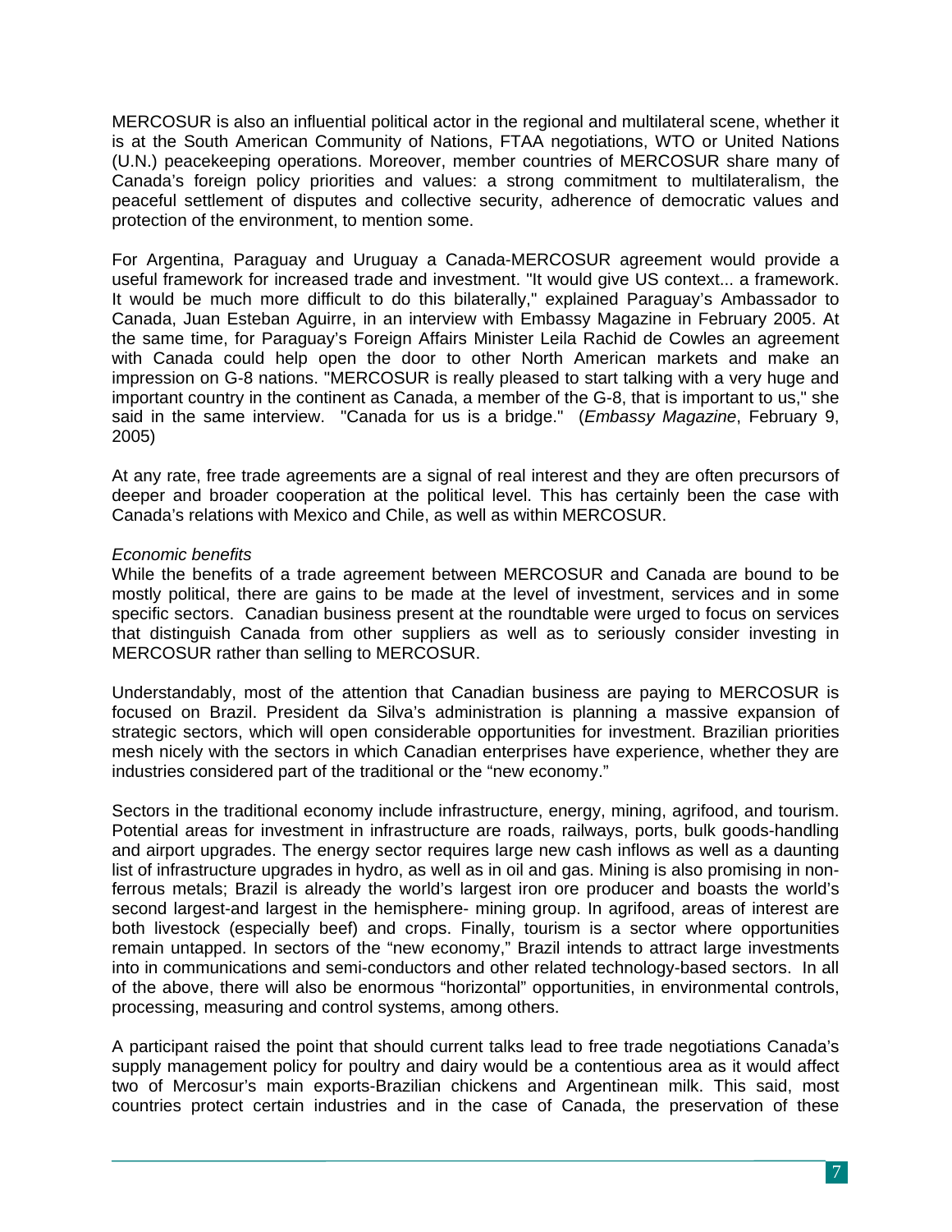MERCOSUR is also an influential political actor in the regional and multilateral scene, whether it is at the South American Community of Nations, FTAA negotiations, WTO or United Nations (U.N.) peacekeeping operations. Moreover, member countries of MERCOSUR share many of Canada's foreign policy priorities and values: a strong commitment to multilateralism, the peaceful settlement of disputes and collective security, adherence of democratic values and protection of the environment, to mention some.

For Argentina, Paraguay and Uruguay a Canada-MERCOSUR agreement would provide a useful framework for increased trade and investment. "It would give US context... a framework. It would be much more difficult to do this bilaterally," explained Paraguay's Ambassador to Canada, Juan Esteban Aguirre, in an interview with Embassy Magazine in February 2005. At the same time, for Paraguay's Foreign Affairs Minister Leila Rachid de Cowles an agreement with Canada could help open the door to other North American markets and make an impression on G-8 nations. "MERCOSUR is really pleased to start talking with a very huge and important country in the continent as Canada, a member of the G-8, that is important to us," she said in the same interview. "Canada for us is a bridge." (*Embassy Magazine*, February 9, 2005)

At any rate, free trade agreements are a signal of real interest and they are often precursors of deeper and broader cooperation at the political level. This has certainly been the case with Canada's relations with Mexico and Chile, as well as within MERCOSUR.

*Economic benefits*

While the benefits of a trade agreement between MERCOSUR and Canada are bound to be mostly political, there are gains to be made at the level of investment, services and in some specific sectors. Canadian business present at the roundtable were urged to focus on services that distinguish Canada from other suppliers as well as to seriously consider investing in MERCOSUR rather than selling to MERCOSUR.

Understandably, most of the attention that Canadian business are paying to MERCOSUR is focused on Brazil. President da Silva's administration is planning a massive expansion of strategic sectors, which will open considerable opportunities for investment. Brazilian priorities mesh nicely with the sectors in which Canadian enterprises have experience, whether they are industries considered part of the traditional or the "new economy."

Sectors in the traditional economy include infrastructure, energy, mining, agrifood, and tourism. Potential areas for investment in infrastructure are roads, railways, ports, bulk goods-handling and airport upgrades. The energy sector requires large new cash inflows as well as a daunting list of infrastructure upgrades in hydro, as well as in oil and gas. Mining is also promising in non-ferrous metals; Brazil is already the world's largest iron ore producer and boasts the world's second largest-and largest in the hemisphere- mining group. In agrifood, areas of interest are both livestock (especially beef) and crops. Finally, tourism is a sector where opportunities remain untapped. In sectors of the "new economy," Brazil intends to attract large investments into in communications and semi-conductors and other related technology-based sectors. In all of the above, there will also be enormous "horizontal" opportunities, in environmental controls, processing, measuring and control systems, among others.

A participant raised the point that should current talks lead to free trade negotiations Canada's supply management policy for poultry and dairy would be a contentious area as it would affect two of Mercosur's main exports-Brazilian chickens and Argentinean milk. This said, most countries protect certain industries and in the case of Canada, the preservation of these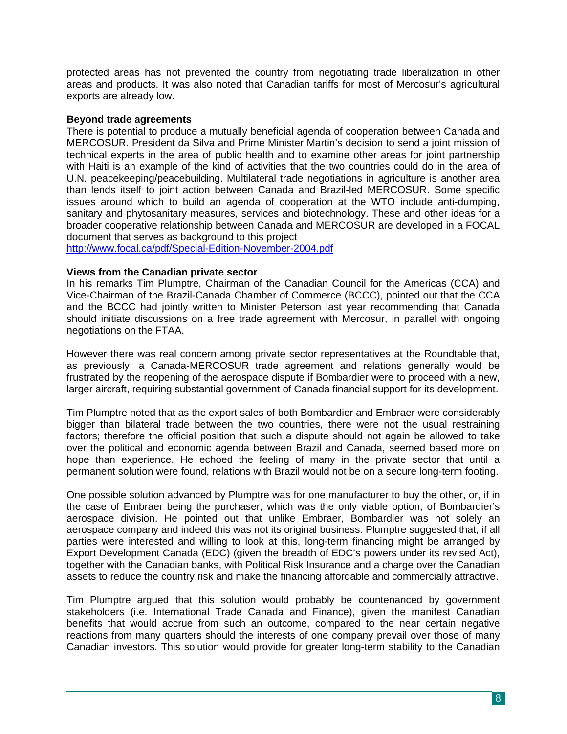protected areas has not prevented the country from negotiating trade liberalization in other areas and products. It was also noted that Canadian tariffs for most of Mercosur's agricultural exports are already low.

**Beyond trade agreements**

There is potential to produce a mutually beneficial agenda of cooperation between Canada and MERCOSUR. President da Silva and Prime Minister Martin's decision to send a joint mission of technical experts in the area of public health and to examine other areas for joint partnership with Haiti is an example of the kind of activities that the two countries could do in the area of U.N. peacekeeping/peacebuilding. Multilateral trade negotiations in agriculture is another area than lends itself to joint action between Canada and Brazil-led MERCOSUR. Some specific issues around which to build an agenda of cooperation at the WTO include anti-dumping, sanitary and phytosanitary measures, services and biotechnology. These and other ideas for a broader cooperative relationship between Canada and MERCOSUR are developed in a FOCAL document that serves as background to this project
http://www.focal.ca/pdf/Special-Edition-November-2004.pdf

**Views from the Canadian private sector**

In his remarks Tim Plumptre, Chairman of the Canadian Council for the Americas (CCA) and Vice-Chairman of the Brazil-Canada Chamber of Commerce (BCCC), pointed out that the CCA and the BCCC had jointly written to Minister Peterson last year recommending that Canada should initiate discussions on a free trade agreement with Mercosur, in parallel with ongoing negotiations on the FTAA.

However there was real concern among private sector representatives at the Roundtable that, as previously, a Canada-MERCOSUR trade agreement and relations generally would be frustrated by the reopening of the aerospace dispute if Bombardier were to proceed with a new, larger aircraft, requiring substantial government of Canada financial support for its development.

Tim Plumptre noted that as the export sales of both Bombardier and Embraer were considerably bigger than bilateral trade between the two countries, there were not the usual restraining factors; therefore the official position that such a dispute should not again be allowed to take over the political and economic agenda between Brazil and Canada, seemed based more on hope than experience. He echoed the feeling of many in the private sector that until a permanent solution were found, relations with Brazil would not be on a secure long-term footing.

One possible solution advanced by Plumptre was for one manufacturer to buy the other, or, if in the case of Embraer being the purchaser, which was the only viable option, of Bombardier's aerospace division. He pointed out that unlike Embraer, Bombardier was not solely an aerospace company and indeed this was not its original business. Plumptre suggested that, if all parties were interested and willing to look at this, long-term financing might be arranged by Export Development Canada (EDC) (given the breadth of EDC's powers under its revised Act), together with the Canadian banks, with Political Risk Insurance and a charge over the Canadian assets to reduce the country risk and make the financing affordable and commercially attractive.

Tim Plumptre argued that this solution would probably be countenanced by government stakeholders (i.e. International Trade Canada and Finance), given the manifest Canadian benefits that would accrue from such an outcome, compared to the near certain negative reactions from many quarters should the interests of one company prevail over those of many Canadian investors. This solution would provide for greater long-term stability to the Canadian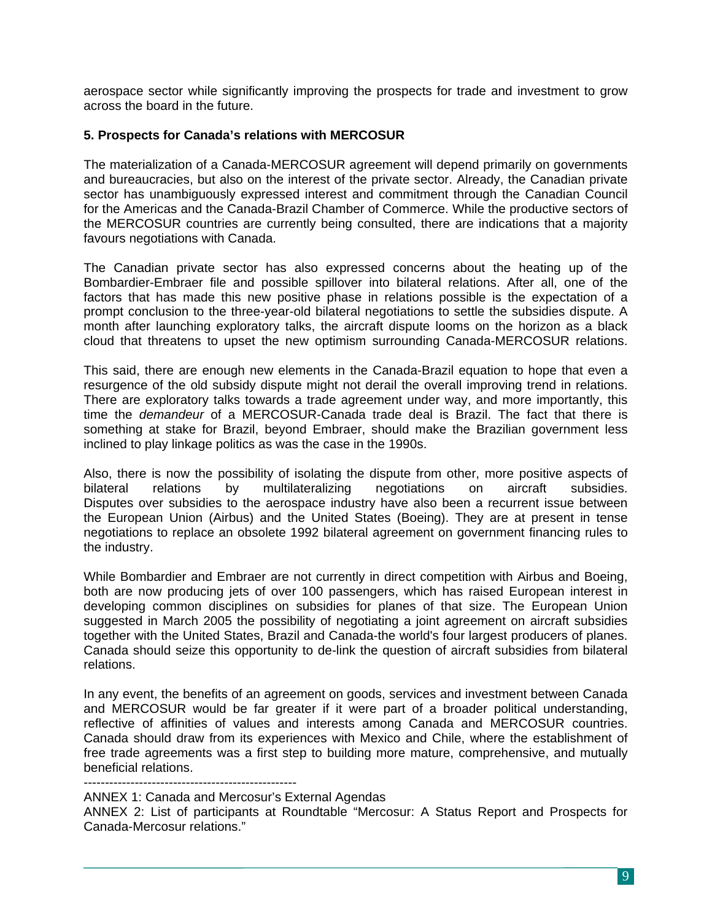aerospace sector while significantly improving the prospects for trade and investment to grow across the board in the future.

**5. Prospects for Canada's relations with MERCOSUR**

The materialization of a Canada-MERCOSUR agreement will depend primarily on governments and bureaucracies, but also on the interest of the private sector. Already, the Canadian private sector has unambiguously expressed interest and commitment through the Canadian Council for the Americas and the Canada-Brazil Chamber of Commerce. While the productive sectors of the MERCOSUR countries are currently being consulted, there are indications that a majority favours negotiations with Canada.

The Canadian private sector has also expressed concerns about the heating up of the Bombardier-Embraer file and possible spillover into bilateral relations. After all, one of the factors that has made this new positive phase in relations possible is the expectation of a prompt conclusion to the three-year-old bilateral negotiations to settle the subsidies dispute. A month after launching exploratory talks, the aircraft dispute looms on the horizon as a black cloud that threatens to upset the new optimism surrounding Canada-MERCOSUR relations.

This said, there are enough new elements in the Canada-Brazil equation to hope that even a resurgence of the old subsidy dispute might not derail the overall improving trend in relations. There are exploratory talks towards a trade agreement under way, and more importantly, this time the *demandeur* of a MERCOSUR-Canada trade deal is Brazil. The fact that there is something at stake for Brazil, beyond Embraer, should make the Brazilian government less inclined to play linkage politics as was the case in the 1990s.

Also, there is now the possibility of isolating the dispute from other, more positive aspects of bilateral relations by multilateralizing negotiations on aircraft subsidies. Disputes over subsidies to the aerospace industry have also been a recurrent issue between the European Union (Airbus) and the United States (Boeing). They are at present in tense negotiations to replace an obsolete 1992 bilateral agreement on government financing rules to the industry.

While Bombardier and Embraer are not currently in direct competition with Airbus and Boeing, both are now producing jets of over 100 passengers, which has raised European interest in developing common disciplines on subsidies for planes of that size. The European Union suggested in March 2005 the possibility of negotiating a joint agreement on aircraft subsidies together with the United States, Brazil and Canada-the world's four largest producers of planes. Canada should seize this opportunity to de-link the question of aircraft subsidies from bilateral relations.

In any event, the benefits of an agreement on goods, services and investment between Canada and MERCOSUR would be far greater if it were part of a broader political understanding, reflective of affinities of values and interests among Canada and MERCOSUR countries. Canada should draw from its experiences with Mexico and Chile, where the establishment of free trade agreements was a first step to building more mature, comprehensive, and mutually beneficial relations.

--------------------------------------------------

ANNEX 1: Canada and Mercosur's External Agendas

ANNEX 2: List of participants at Roundtable "Mercosur: A Status Report and Prospects for Canada-Mercosur relations."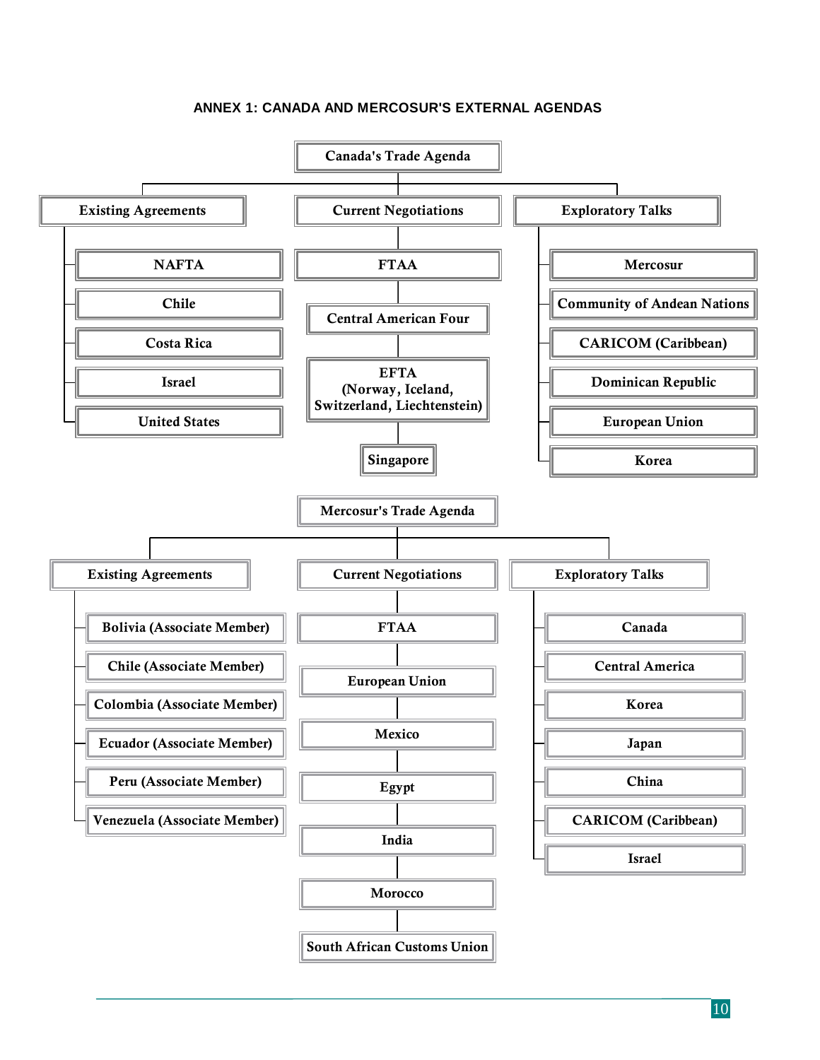## ANNEX 1: CANADA AND MERCOSUR'S EXTERNAL AGENDAS

### Canada's Trade Agenda

**Existing Agreements**
- NAFTA
- Chile
- Costa Rica
- Israel
- United States

**Current Negotiations**
- FTAA
- Central American Four
- EFTA (Norway, Iceland, Switzerland, Liechtenstein)
- Singapore

**Exploratory Talks**
- Mercosur
- Community of Andean Nations
- CARICOM (Caribbean)
- Dominican Republic
- European Union
- Korea

### Mercosur's Trade Agenda

**Existing Agreements**
- Bolivia (Associate Member)
- Chile (Associate Member)
- Colombia (Associate Member)
- Ecuador (Associate Member)
- Peru (Associate Member)
- Venezuela (Associate Member)

**Current Negotiations**
- FTAA
- European Union
- Mexico
- Egypt
- India
- Morocco
- South African Customs Union

**Exploratory Talks**
- Canada
- Central America
- Korea
- Japan
- China
- CARICOM (Caribbean)
- Israel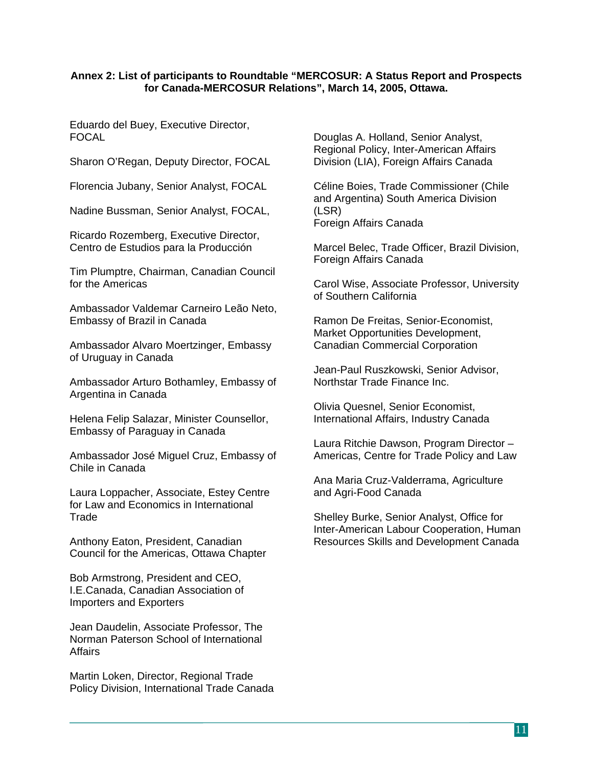**Annex 2: List of participants to Roundtable "MERCOSUR: A Status Report and Prospects for Canada-MERCOSUR Relations", March 14, 2005, Ottawa.**

Eduardo del Buey, Executive Director, FOCAL

Sharon O'Regan, Deputy Director, FOCAL

Florencia Jubany, Senior Analyst, FOCAL

Nadine Bussman, Senior Analyst, FOCAL,

Ricardo Rozemberg, Executive Director, Centro de Estudios para la Producción

Tim Plumptre, Chairman, Canadian Council for the Americas

Ambassador Valdemar Carneiro Leão Neto, Embassy of Brazil in Canada

Ambassador Alvaro Moertzinger, Embassy of Uruguay in Canada

Ambassador Arturo Bothamley, Embassy of Argentina in Canada

Helena Felip Salazar, Minister Counsellor, Embassy of Paraguay in Canada

Ambassador José Miguel Cruz, Embassy of Chile in Canada

Laura Loppacher, Associate, Estey Centre for Law and Economics in International Trade

Anthony Eaton, President, Canadian Council for the Americas, Ottawa Chapter

Bob Armstrong, President and CEO, I.E.Canada, Canadian Association of Importers and Exporters

Jean Daudelin, Associate Professor, The Norman Paterson School of International Affairs

Martin Loken, Director, Regional Trade Policy Division, International Trade Canada

Douglas A. Holland, Senior Analyst, Regional Policy, Inter-American Affairs Division (LIA), Foreign Affairs Canada

Céline Boies, Trade Commissioner (Chile and Argentina) South America Division (LSR)
Foreign Affairs Canada

Marcel Belec, Trade Officer, Brazil Division, Foreign Affairs Canada

Carol Wise, Associate Professor, University of Southern California

Ramon De Freitas, Senior-Economist, Market Opportunities Development, Canadian Commercial Corporation

Jean-Paul Ruszkowski, Senior Advisor, Northstar Trade Finance Inc.

Olivia Quesnel, Senior Economist, International Affairs, Industry Canada

Laura Ritchie Dawson, Program Director – Americas, Centre for Trade Policy and Law

Ana Maria Cruz-Valderrama, Agriculture and Agri-Food Canada

Shelley Burke, Senior Analyst, Office for Inter-American Labour Cooperation, Human Resources Skills and Development Canada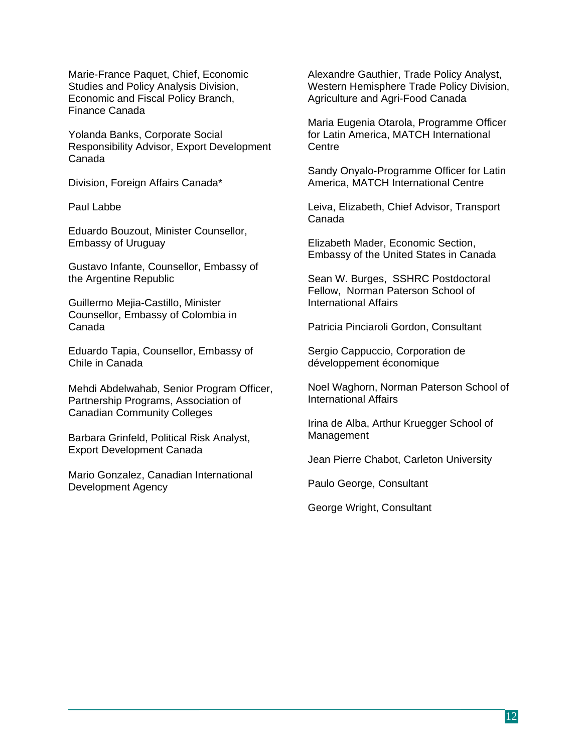Marie-France Paquet, Chief, Economic Studies and Policy Analysis Division, Economic and Fiscal Policy Branch, Finance Canada

Yolanda Banks, Corporate Social Responsibility Advisor, Export Development Canada

Division, Foreign Affairs Canada*

Paul Labbe

Eduardo Bouzout, Minister Counsellor, Embassy of Uruguay

Gustavo Infante, Counsellor, Embassy of the Argentine Republic

Guillermo Mejia-Castillo, Minister Counsellor, Embassy of Colombia in Canada

Eduardo Tapia, Counsellor, Embassy of Chile in Canada

Mehdi Abdelwahab, Senior Program Officer, Partnership Programs, Association of Canadian Community Colleges

Barbara Grinfeld, Political Risk Analyst, Export Development Canada

Mario Gonzalez, Canadian International Development Agency

Alexandre Gauthier, Trade Policy Analyst, Western Hemisphere Trade Policy Division, Agriculture and Agri-Food Canada

Maria Eugenia Otarola, Programme Officer for Latin America, MATCH International Centre

Sandy Onyalo-Programme Officer for Latin America, MATCH International Centre

Leiva, Elizabeth, Chief Advisor, Transport Canada

Elizabeth Mader, Economic Section, Embassy of the United States in Canada

Sean W. Burges, SSHRC Postdoctoral Fellow, Norman Paterson School of International Affairs

Patricia Pinciaroli Gordon, Consultant

Sergio Cappuccio, Corporation de développement économique

Noel Waghorn, Norman Paterson School of International Affairs

Irina de Alba, Arthur Kruegger School of Management

Jean Pierre Chabot, Carleton University

Paulo George, Consultant

George Wright, Consultant